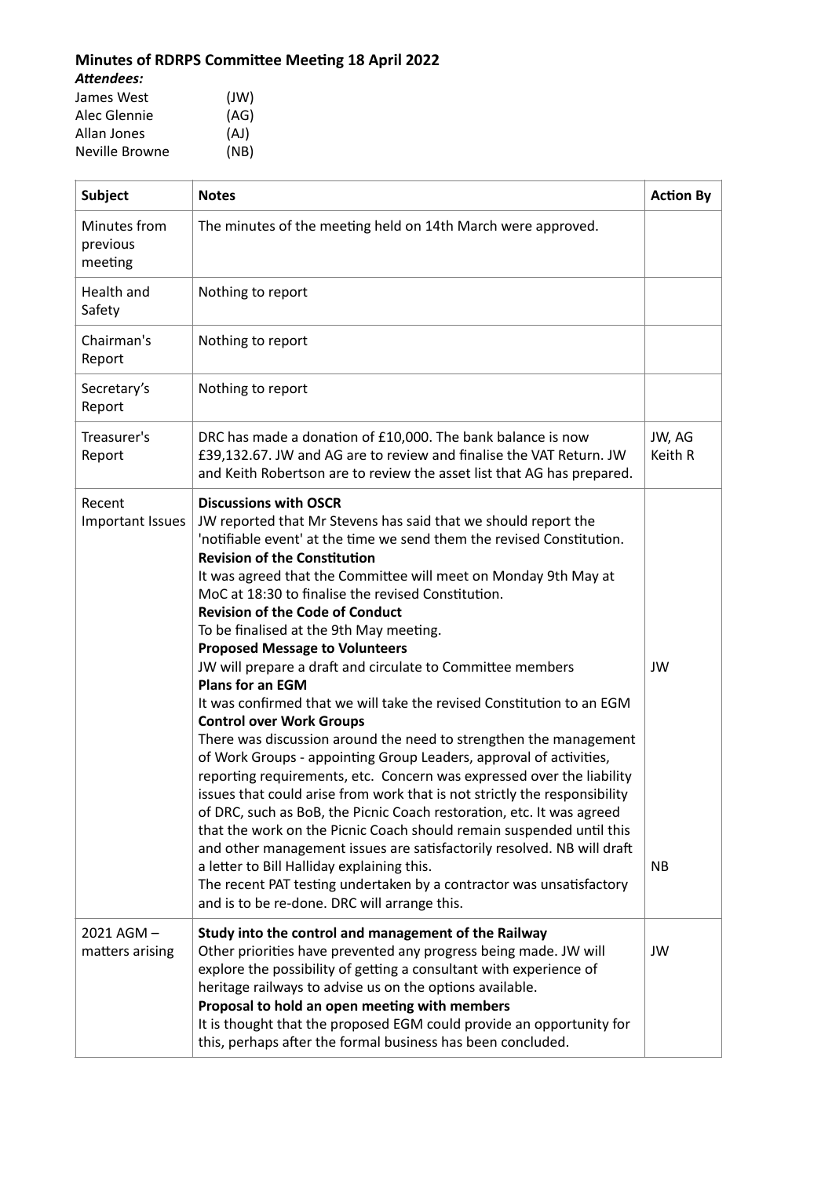## Minutes of RDRPS Committee Meeting 18 April 2022

***Attendees:***

| | |
|---|---|
| James West | (JW) |
| Alec Glennie | (AG) |
| Allan Jones | (AJ) |
| Neville Browne | (NB) |

| Subject | Notes | Action By |
|---|---|---|
| Minutes from previous meeting | The minutes of the meeting held on 14th March were approved. | |
| Health and Safety | Nothing to report | |
| Chairman's Report | Nothing to report | |
| Secretary's Report | Nothing to report | |
| Treasurer's Report | DRC has made a donation of £10,000. The bank balance is now £39,132.67. JW and AG are to review and finalise the VAT Return. JW and Keith Robertson are to review the asset list that AG has prepared. | JW, AG Keith R |
| Recent Important Issues | **Discussions with OSCR** JW reported that Mr Stevens has said that we should report the 'notifiable event' at the time we send them the revised Constitution. **Revision of the Constitution** It was agreed that the Committee will meet on Monday 9th May at MoC at 18:30 to finalise the revised Constitution. **Revision of the Code of Conduct** To be finalised at the 9th May meeting. **Proposed Message to Volunteers** JW will prepare a draft and circulate to Committee members **Plans for an EGM** It was confirmed that we will take the revised Constitution to an EGM **Control over Work Groups** There was discussion around the need to strengthen the management of Work Groups - appointing Group Leaders, approval of activities, reporting requirements, etc. Concern was expressed over the liability issues that could arise from work that is not strictly the responsibility of DRC, such as BoB, the Picnic Coach restoration, etc. It was agreed that the work on the Picnic Coach should remain suspended until this and other management issues are satisfactorily resolved. NB will draft a letter to Bill Halliday explaining this. The recent PAT testing undertaken by a contractor was unsatisfactory and is to be re-done. DRC will arrange this. | JW NB |
| 2021 AGM – matters arising | **Study into the control and management of the Railway** Other priorities have prevented any progress being made. JW will explore the possibility of getting a consultant with experience of heritage railways to advise us on the options available. **Proposal to hold an open meeting with members** It is thought that the proposed EGM could provide an opportunity for this, perhaps after the formal business has been concluded. | JW |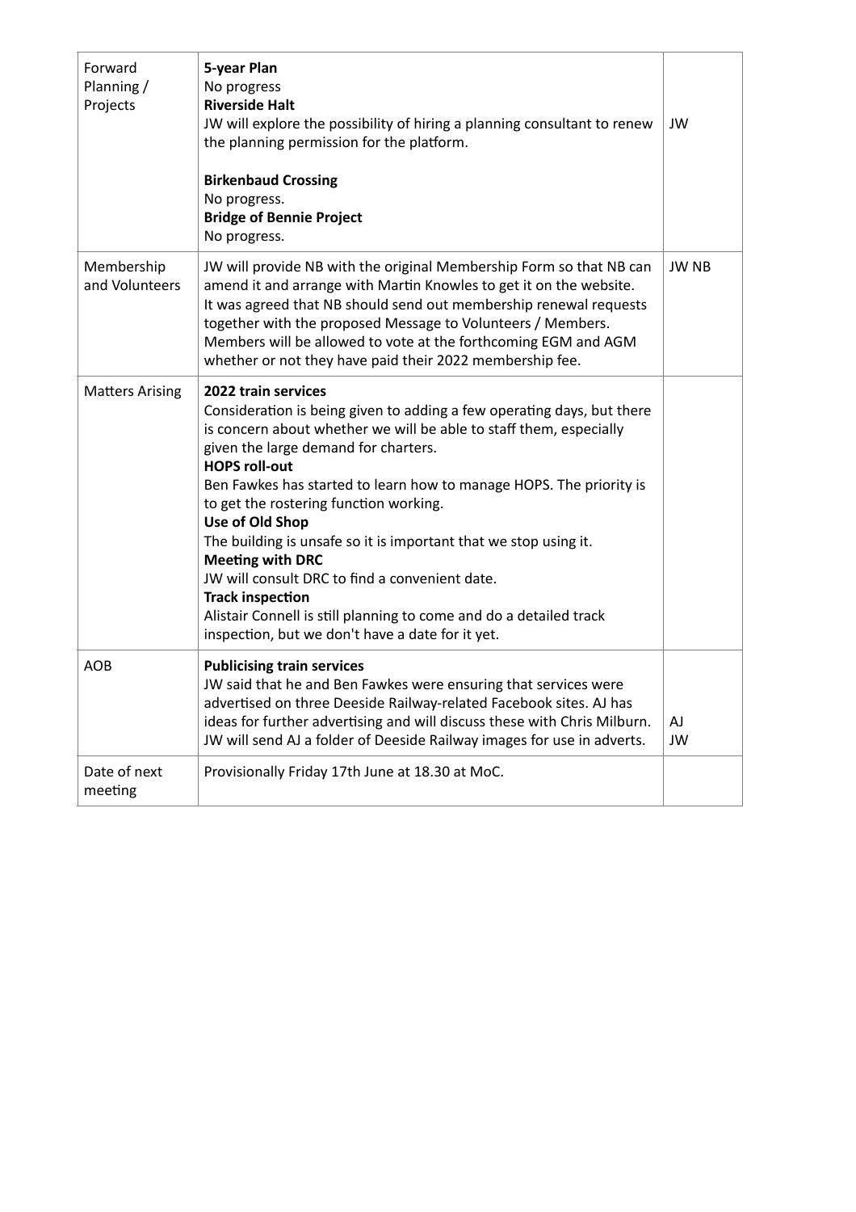| | | |
|---|---|---|
| Forward Planning / Projects | **5-year Plan**<br>No progress<br>**Riverside Halt**<br>JW will explore the possibility of hiring a planning consultant to renew the planning permission for the platform.<br><br>**Birkenbaud Crossing**<br>No progress.<br>**Bridge of Bennie Project**<br>No progress. | JW |
| Membership and Volunteers | JW will provide NB with the original Membership Form so that NB can amend it and arrange with Martin Knowles to get it on the website. It was agreed that NB should send out membership renewal requests together with the proposed Message to Volunteers / Members. Members will be allowed to vote at the forthcoming EGM and AGM whether or not they have paid their 2022 membership fee. | JW NB |
| Matters Arising | **2022 train services**<br>Consideration is being given to adding a few operating days, but there is concern about whether we will be able to staff them, especially given the large demand for charters.<br>**HOPS roll-out**<br>Ben Fawkes has started to learn how to manage HOPS. The priority is to get the rostering function working.<br>**Use of Old Shop**<br>The building is unsafe so it is important that we stop using it.<br>**Meeting with DRC**<br>JW will consult DRC to find a convenient date.<br>**Track inspection**<br>Alistair Connell is still planning to come and do a detailed track inspection, but we don't have a date for it yet. | |
| AOB | **Publicising train services**<br>JW said that he and Ben Fawkes were ensuring that services were advertised on three Deeside Railway-related Facebook sites. AJ has ideas for further advertising and will discuss these with Chris Milburn. JW will send AJ a folder of Deeside Railway images for use in adverts. | AJ<br>JW |
| Date of next meeting | Provisionally Friday 17th June at 18.30 at MoC. | |